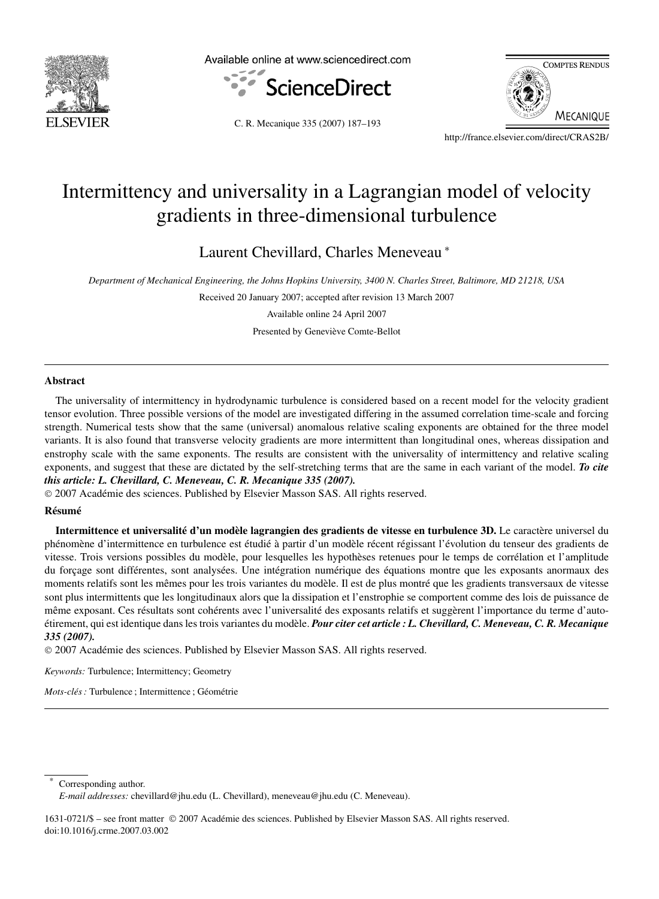Available online at www.sciencedirect.com

ScienceDirect

Comptes Rendus Mecanique

http://france.elsevier.com/direct/CRAS2B/

# Intermittency and universality in a Lagrangian model of velocity gradients in three-dimensional turbulence

Laurent Chevillard, Charles Meneveau *

*Department of Mechanical Engineering, the Johns Hopkins University, 3400 N. Charles Street, Baltimore, MD 21218, USA*

Received 20 January 2007; accepted after revision 13 March 2007

Available online 24 April 2007

Presented by Geneviève Comte-Bellot

## Abstract

The universality of intermittency in hydrodynamic turbulence is considered based on a recent model for the velocity gradient tensor evolution. Three possible versions of the model are investigated differing in the assumed correlation time-scale and forcing strength. Numerical tests show that the same (universal) anomalous relative scaling exponents are obtained for the three model variants. It is also found that transverse velocity gradients are more intermittent than longitudinal ones, whereas dissipation and enstrophy scale with the same exponents. The results are consistent with the universality of intermittency and relative scaling exponents, and suggest that these are dictated by the self-stretching terms that are the same in each variant of the model. ***To cite this article: L. Chevillard, C. Meneveau, C. R. Mecanique 335 (2007).***

© 2007 Académie des sciences. Published by Elsevier Masson SAS. All rights reserved.

## Résumé

**Intermittence et universalité d'un modèle lagrangien des gradients de vitesse en turbulence 3D.** Le caractère universel du phénomène d'intermittence en turbulence est étudié à partir d'un modèle récent régissant l'évolution du tenseur des gradients de vitesse. Trois versions possibles du modèle, pour lesquelles les hypothèses retenues pour le temps de corrélation et l'amplitude du forçage sont différentes, sont analysées. Une intégration numérique des équations montre que les exposants anormaux des moments relatifs sont les mêmes pour les trois variantes du modèle. Il est de plus montré que les gradients transversaux de vitesse sont plus intermittents que les longitudinaux alors que la dissipation et l'enstrophie se comportent comme des lois de puissance de même exposant. Ces résultats sont cohérents avec l'universalité des exposants relatifs et suggèrent l'importance du terme d'auto-étirement, qui est identique dans les trois variantes du modèle. ***Pour citer cet article : L. Chevillard, C. Meneveau, C. R. Mecanique 335 (2007).***

© 2007 Académie des sciences. Published by Elsevier Masson SAS. All rights reserved.

*Keywords:* Turbulence; Intermittency; Geometry

*Mots-clés :* Turbulence ; Intermittence ; Géométrie

---

\* Corresponding author.
*E-mail addresses:* chevillard@jhu.edu (L. Chevillard), meneveau@jhu.edu (C. Meneveau).

1631-0721/$ – see front matter © 2007 Académie des sciences. Published by Elsevier Masson SAS. All rights reserved.
doi:10.1016/j.crme.2007.03.002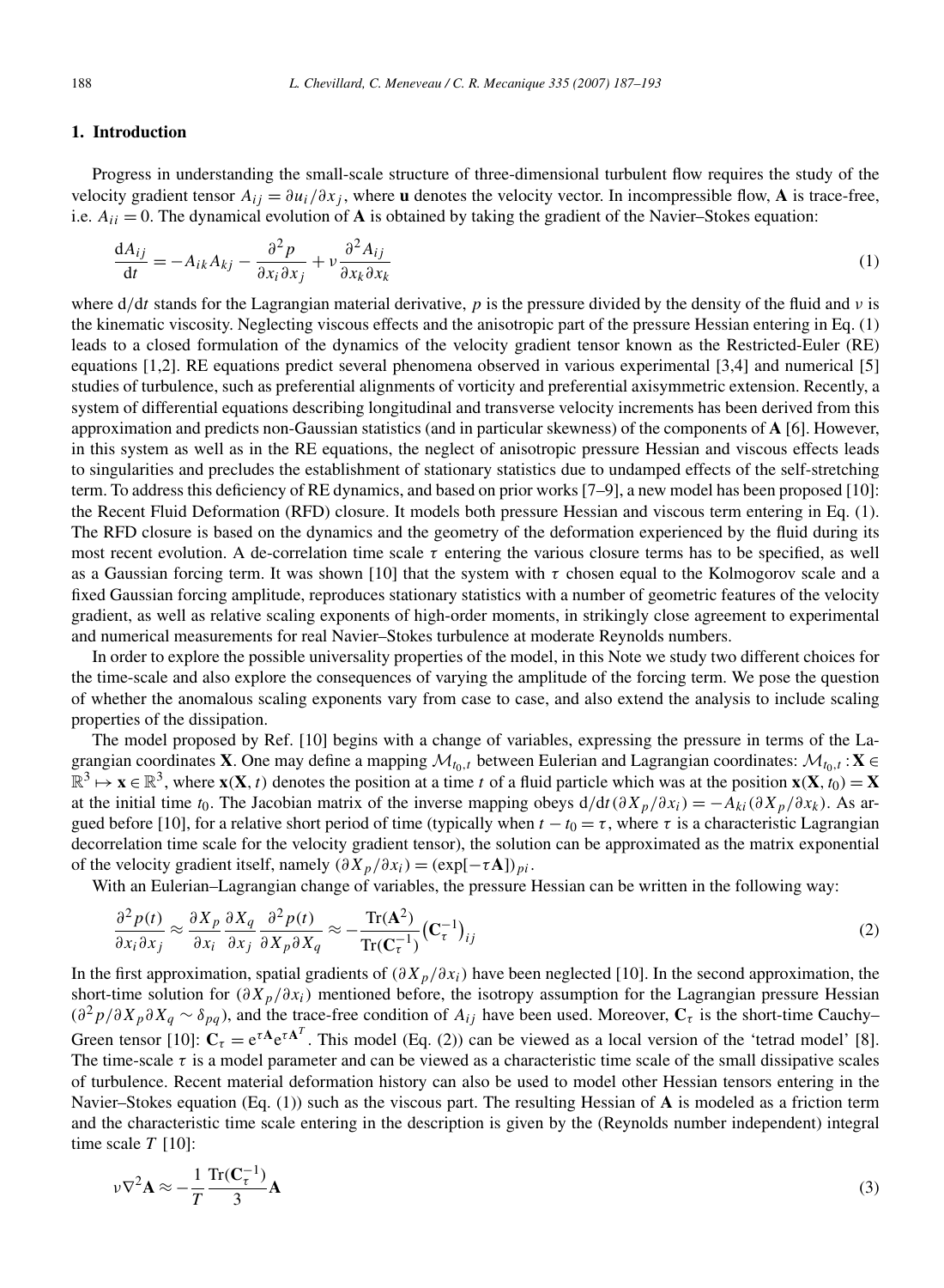## 1. Introduction

Progress in understanding the small-scale structure of three-dimensional turbulent flow requires the study of the velocity gradient tensor $A_{ij} = \partial u_i/\partial x_j$, where $\mathbf{u}$ denotes the velocity vector. In incompressible flow, $\mathbf{A}$ is trace-free, i.e. $A_{ii} = 0$. The dynamical evolution of $\mathbf{A}$ is obtained by taking the gradient of the Navier–Stokes equation:

$$\frac{\mathrm{d}A_{ij}}{\mathrm{d}t} = -A_{ik}A_{kj} - \frac{\partial^2 p}{\partial x_i \partial x_j} + \nu \frac{\partial^2 A_{ij}}{\partial x_k \partial x_k} \tag{1}$$

where $\mathrm{d}/\mathrm{d}t$ stands for the Lagrangian material derivative, $p$ is the pressure divided by the density of the fluid and $\nu$ is the kinematic viscosity. Neglecting viscous effects and the anisotropic part of the pressure Hessian entering in Eq. (1) leads to a closed formulation of the dynamics of the velocity gradient tensor known as the Restricted-Euler (RE) equations [1,2]. RE equations predict several phenomena observed in various experimental [3,4] and numerical [5] studies of turbulence, such as preferential alignments of vorticity and preferential axisymmetric extension. Recently, a system of differential equations describing longitudinal and transverse velocity increments has been derived from this approximation and predicts non-Gaussian statistics (and in particular skewness) of the components of $\mathbf{A}$ [6]. However, in this system as well as in the RE equations, the neglect of anisotropic pressure Hessian and viscous effects leads to singularities and precludes the establishment of stationary statistics due to undamped effects of the self-stretching term. To address this deficiency of RE dynamics, and based on prior works [7–9], a new model has been proposed [10]: the Recent Fluid Deformation (RFD) closure. It models both pressure Hessian and viscous term entering in Eq. (1). The RFD closure is based on the dynamics and the geometry of the deformation experienced by the fluid during its most recent evolution. A de-correlation time scale $\tau$ entering the various closure terms has to be specified, as well as a Gaussian forcing term. It was shown [10] that the system with $\tau$ chosen equal to the Kolmogorov scale and a fixed Gaussian forcing amplitude, reproduces stationary statistics with a number of geometric features of the velocity gradient, as well as relative scaling exponents of high-order moments, in strikingly close agreement to experimental and numerical measurements for real Navier–Stokes turbulence at moderate Reynolds numbers.

In order to explore the possible universality properties of the model, in this Note we study two different choices for the time-scale and also explore the consequences of varying the amplitude of the forcing term. We pose the question of whether the anomalous scaling exponents vary from case to case, and also extend the analysis to include scaling properties of the dissipation.

The model proposed by Ref. [10] begins with a change of variables, expressing the pressure in terms of the Lagrangian coordinates $\mathbf{X}$. One may define a mapping $\mathcal{M}_{t_0,t}$ between Eulerian and Lagrangian coordinates: $\mathcal{M}_{t_0,t}: \mathbf{X} \in \mathbb{R}^3 \mapsto \mathbf{x} \in \mathbb{R}^3$, where $\mathbf{x}(\mathbf{X}, t)$ denotes the position at a time $t$ of a fluid particle which was at the position $\mathbf{x}(\mathbf{X}, t_0) = \mathbf{X}$ at the initial time $t_0$. The Jacobian matrix of the inverse mapping obeys $\mathrm{d}/\mathrm{d}t(\partial X_p/\partial x_i) = -A_{ki}(\partial X_p/\partial x_k)$. As argued before [10], for a relative short period of time (typically when $t - t_0 = \tau$, where $\tau$ is a characteristic Lagrangian decorrelation time scale for the velocity gradient tensor), the solution can be approximated as the matrix exponential of the velocity gradient itself, namely $(\partial X_p/\partial x_i) = (\exp[-\tau \mathbf{A}])_{pi}$.

With an Eulerian–Lagrangian change of variables, the pressure Hessian can be written in the following way:

$$\frac{\partial^2 p(t)}{\partial x_i \partial x_j} \approx \frac{\partial X_p}{\partial x_i}\frac{\partial X_q}{\partial x_j}\frac{\partial^2 p(t)}{\partial X_p \partial X_q} \approx -\frac{\mathrm{Tr}(\mathbf{A}^2)}{\mathrm{Tr}(\mathbf{C}_\tau^{-1})}\left(\mathbf{C}_\tau^{-1}\right)_{ij} \tag{2}$$

In the first approximation, spatial gradients of $(\partial X_p/\partial x_i)$ have been neglected [10]. In the second approximation, the short-time solution for $(\partial X_p/\partial x_i)$ mentioned before, the isotropy assumption for the Lagrangian pressure Hessian ($\partial^2 p/\partial X_p \partial X_q \sim \delta_{pq}$), and the trace-free condition of $A_{ij}$ have been used. Moreover, $\mathbf{C}_\tau$ is the short-time Cauchy–Green tensor [10]: $\mathbf{C}_\tau = \mathrm{e}^{\tau \mathbf{A}}\mathrm{e}^{\tau \mathbf{A}^T}$. This model (Eq. (2)) can be viewed as a local version of the 'tetrad model' [8]. The time-scale $\tau$ is a model parameter and can be viewed as a characteristic time scale of the small dissipative scales of turbulence. Recent material deformation history can also be used to model other Hessian tensors entering in the Navier–Stokes equation (Eq. (1)) such as the viscous part. The resulting Hessian of $\mathbf{A}$ is modeled as a friction term and the characteristic time scale entering in the description is given by the (Reynolds number independent) integral time scale $T$ [10]:

$$\nu \nabla^2 \mathbf{A} \approx -\frac{1}{T}\frac{\mathrm{Tr}(\mathbf{C}_\tau^{-1})}{3}\mathbf{A} \tag{3}$$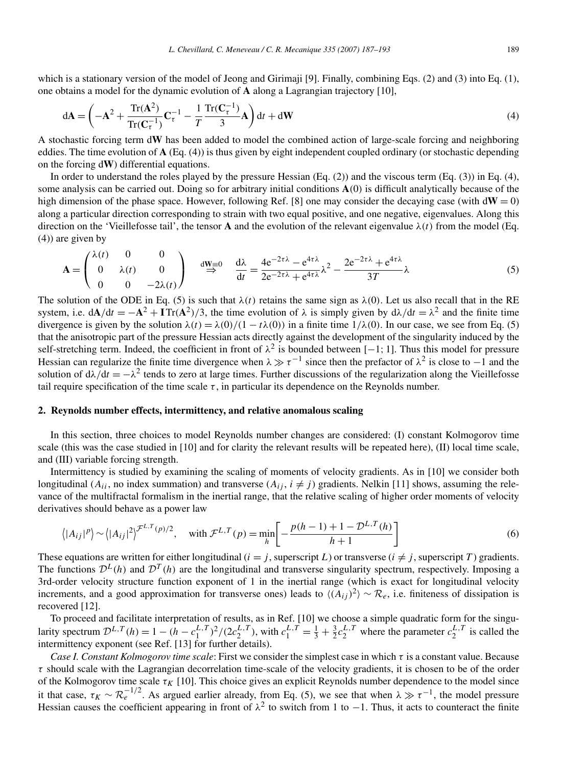which is a stationary version of the model of Jeong and Girimaji [9]. Finally, combining Eqs. (2) and (3) into Eq. (1), one obtains a model for the dynamic evolution of $\mathbf{A}$ along a Lagrangian trajectory [10],

$$\mathrm{d}\mathbf{A} = \left( -\mathbf{A}^2 + \frac{\mathrm{Tr}(\mathbf{A}^2)}{\mathrm{Tr}(\mathbf{C}_\tau^{-1})}\mathbf{C}_\tau^{-1} - \frac{1}{T}\frac{\mathrm{Tr}(\mathbf{C}_\tau^{-1})}{3}\mathbf{A} \right)\mathrm{d}t + \mathrm{d}\mathbf{W} \tag{4}$$

A stochastic forcing term $\mathrm{d}\mathbf{W}$ has been added to model the combined action of large-scale forcing and neighboring eddies. The time evolution of $\mathbf{A}$ (Eq. (4)) is thus given by eight independent coupled ordinary (or stochastic depending on the forcing $\mathrm{d}\mathbf{W}$) differential equations.

In order to understand the roles played by the pressure Hessian (Eq. (2)) and the viscous term (Eq. (3)) in Eq. (4), some analysis can be carried out. Doing so for arbitrary initial conditions $\mathbf{A}(0)$ is difficult analytically because of the high dimension of the phase space. However, following Ref. [8] one may consider the decaying case (with $\mathrm{d}\mathbf{W} = 0$) along a particular direction corresponding to strain with two equal positive, and one negative, eigenvalues. Along this direction on the 'Vieillefosse tail', the tensor $\mathbf{A}$ and the evolution of the relevant eigenvalue $\lambda(t)$ from the model (Eq. (4)) are given by

$$\mathbf{A} = \begin{pmatrix} \lambda(t) & 0 & 0 \\ 0 & \lambda(t) & 0 \\ 0 & 0 & -2\lambda(t) \end{pmatrix} \quad \overset{\mathrm{d}\mathbf{W}\equiv 0}{\Rightarrow} \quad \frac{\mathrm{d}\lambda}{\mathrm{d}t} = \frac{4\mathrm{e}^{-2\tau\lambda} - \mathrm{e}^{4\tau\lambda}}{2\mathrm{e}^{-2\tau\lambda} + \mathrm{e}^{4\tau\lambda}}\lambda^2 - \frac{2\mathrm{e}^{-2\tau\lambda} + \mathrm{e}^{4\tau\lambda}}{3T}\lambda \tag{5}$$

The solution of the ODE in Eq. (5) is such that $\lambda(t)$ retains the same sign as $\lambda(0)$. Let us also recall that in the RE system, i.e. $\mathrm{d}\mathbf{A}/\mathrm{d}t = -\mathbf{A}^2 + \mathbf{I}\,\mathrm{Tr}(\mathbf{A}^2)/3$, the time evolution of $\lambda$ is simply given by $\mathrm{d}\lambda/\mathrm{d}t = \lambda^2$ and the finite time divergence is given by the solution $\lambda(t) = \lambda(0)/(1 - t\lambda(0))$ in a finite time $1/\lambda(0)$. In our case, we see from Eq. (5) that the anisotropic part of the pressure Hessian acts directly against the development of the singularity induced by the self-stretching term. Indeed, the coefficient in front of $\lambda^2$ is bounded between $[-1; 1]$. Thus this model for pressure Hessian can regularize the finite time divergence when $\lambda \gg \tau^{-1}$ since then the prefactor of $\lambda^2$ is close to $-1$ and the solution of $\mathrm{d}\lambda/\mathrm{d}t = -\lambda^2$ tends to zero at large times. Further discussions of the regularization along the Vieillefosse tail require specification of the time scale $\tau$, in particular its dependence on the Reynolds number.

## 2. Reynolds number effects, intermittency, and relative anomalous scaling

In this section, three choices to model Reynolds number changes are considered: (I) constant Kolmogorov time scale (this was the case studied in [10] and for clarity the relevant results will be repeated here), (II) local time scale, and (III) variable forcing strength.

Intermittency is studied by examining the scaling of moments of velocity gradients. As in [10] we consider both longitudinal ($A_{ii}$, no index summation) and transverse ($A_{ij}$, $i \neq j$) gradients. Nelkin [11] shows, assuming the relevance of the multifractal formalism in the inertial range, that the relative scaling of higher order moments of velocity derivatives should behave as a power law

$$\langle |A_{ij}|^p \rangle \sim \langle |A_{ij}|^2 \rangle^{\mathcal{F}^{L,T}(p)/2}, \quad \text{with } \mathcal{F}^{L,T}(p) = \min_h \left[ -\frac{p(h-1) + 1 - \mathcal{D}^{L,T}(h)}{h+1} \right] \tag{6}$$

These equations are written for either longitudinal ($i = j$, superscript $L$) or transverse ($i \neq j$, superscript $T$) gradients. The functions $\mathcal{D}^L(h)$ and $\mathcal{D}^T(h)$ are the longitudinal and transverse singularity spectrum, respectively. Imposing a 3rd-order velocity structure function exponent of 1 in the inertial range (which is exact for longitudinal velocity increments, and a good approximation for transverse ones) leads to $\langle (A_{ij})^2 \rangle \sim \mathcal{R}_e$, i.e. finiteness of dissipation is recovered [12].

To proceed and facilitate interpretation of results, as in Ref. [10] we choose a simple quadratic form for the singularity spectrum $\mathcal{D}^{L,T}(h) = 1 - (h - c_1^{L,T})^2/(2c_2^{L,T})$, with $c_1^{L,T} = \frac{1}{3} + \frac{3}{2}c_2^{L,T}$ where the parameter $c_2^{L,T}$ is called the intermittency exponent (see Ref. [13] for further details).

*Case I. Constant Kolmogorov time scale*: First we consider the simplest case in which $\tau$ is a constant value. Because $\tau$ should scale with the Lagrangian decorrelation time-scale of the velocity gradients, it is chosen to be of the order of the Kolmogorov time scale $\tau_K$ [10]. This choice gives an explicit Reynolds number dependence to the model since it that case, $\tau_K \sim \mathcal{R}_e^{-1/2}$. As argued earlier already, from Eq. (5), we see that when $\lambda \gg \tau^{-1}$, the model pressure Hessian causes the coefficient appearing in front of $\lambda^2$ to switch from 1 to $-1$. Thus, it acts to counteract the finite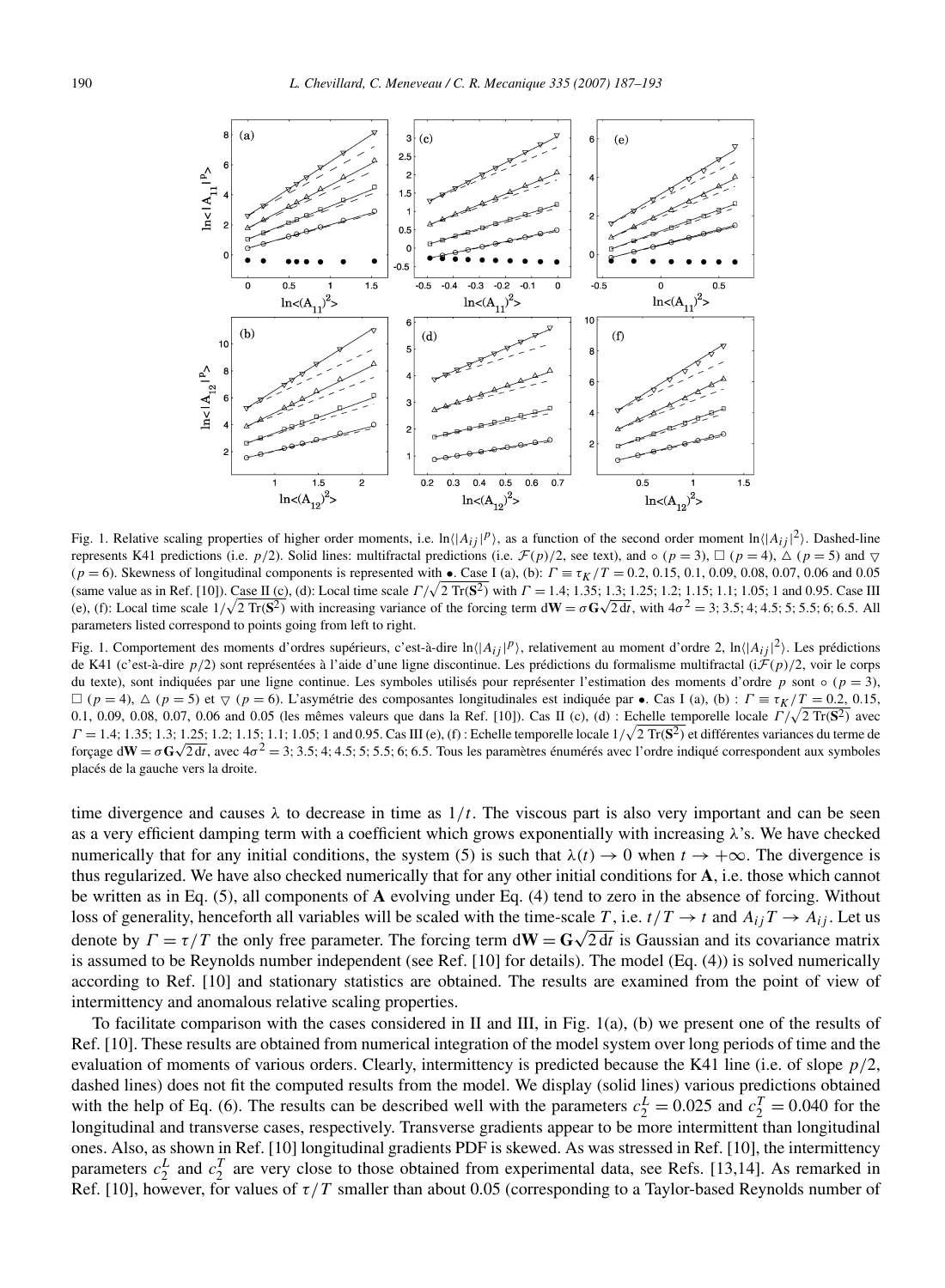Fig. 1. Relative scaling properties of higher order moments, i.e. $\ln\langle|A_{ij}|^p\rangle$, as a function of the second order moment $\ln\langle|A_{ij}|^2\rangle$. Dashed-line represents K41 predictions (i.e. $p/2$). Solid lines: multifractal predictions (i.e. $\mathcal{F}(p)/2$, see text), and $\circ$ ($p=3$), $\square$ ($p=4$), $\triangle$ ($p=5$) and $\triangledown$ ($p=6$). Skewness of longitudinal components is represented with $\bullet$. Case I (a), (b): $\Gamma \equiv \tau_K/T = 0.2$, 0.15, 0.1, 0.09, 0.08, 0.07, 0.06 and 0.05 (same value as in Ref. [10]). Case II (c), (d): Local time scale $\Gamma/\sqrt{2\,\mathrm{Tr}(\mathbf{S}^2)}$ with $\Gamma = 1.4$; 1.35; 1.3; 1.25; 1.2; 1.15; 1.1; 1.05; 1 and 0.95. Case III (e), (f): Local time scale $1/\sqrt{2\,\mathrm{Tr}(\mathbf{S}^2)}$ with increasing variance of the forcing term $\mathrm{d}\mathbf{W} = \sigma\mathbf{G}\sqrt{2\,\mathrm{d}t}$, with $4\sigma^2 = 3$; 3.5; 4; 4.5; 5; 5.5; 6; 6.5. All parameters listed correspond to points going from left to right.

Fig. 1. Comportement des moments d'ordres supérieurs, c'est-à-dire $\ln\langle|A_{ij}|^p\rangle$, relativement au moment d'ordre 2, $\ln\langle|A_{ij}|^2\rangle$. Les prédictions de K41 (c'est-à-dire $p/2$) sont représentées à l'aide d'une ligne discontinue. Les prédictions du formalisme multifractal (i$\mathcal{F}(p)/2$, voir le corps du texte), sont indiquées par une ligne continue. Les symboles utilisés pour représenter l'estimation des moments d'ordre $p$ sont $\circ$ ($p=3$), $\square$ ($p=4$), $\triangle$ ($p=5$) et $\triangledown$ ($p=6$). L'asymétrie des composantes longitudinales est indiquée par $\bullet$. Cas I (a), (b) : $\Gamma \equiv \tau_K/T = 0.2$, 0.15, 0.1, 0.09, 0.08, 0.07, 0.06 and 0.05 (les mêmes valeurs que dans la Ref. [10]). Cas II (c), (d) : Echelle temporelle locale $\Gamma/\sqrt{2\,\mathrm{Tr}(\mathbf{S}^2)}$ avec $\Gamma = 1.4$; 1.35; 1.3; 1.25; 1.2; 1.15; 1.1; 1.05; 1 and 0.95. Cas III (e), (f) : Echelle temporelle locale $1/\sqrt{2\,\mathrm{Tr}(\mathbf{S}^2)}$ et différentes variances du terme de forçage $\mathrm{d}\mathbf{W} = \sigma\mathbf{G}\sqrt{2\,\mathrm{d}t}$, avec $4\sigma^2 = 3$; 3.5; 4; 4.5; 5; 5.5; 6; 6.5. Tous les paramètres énumérés avec l'ordre indiqué correspondent aux symboles placés de la gauche vers la droite.

time divergence and causes $\lambda$ to decrease in time as $1/t$. The viscous part is also very important and can be seen as a very efficient damping term with a coefficient which grows exponentially with increasing $\lambda$'s. We have checked numerically that for any initial conditions, the system (5) is such that $\lambda(t) \to 0$ when $t \to +\infty$. The divergence is thus regularized. We have also checked numerically that for any other initial conditions for $\mathbf{A}$, i.e. those which cannot be written as in Eq. (5), all components of $\mathbf{A}$ evolving under Eq. (4) tend to zero in the absence of forcing. Without loss of generality, henceforth all variables will be scaled with the time-scale $T$, i.e. $t/T \to t$ and $A_{ij}T \to A_{ij}$. Let us denote by $\Gamma = \tau/T$ the only free parameter. The forcing term $\mathrm{d}\mathbf{W} = \mathbf{G}\sqrt{2\,\mathrm{d}t}$ is Gaussian and its covariance matrix is assumed to be Reynolds number independent (see Ref. [10] for details). The model (Eq. (4)) is solved numerically according to Ref. [10] and stationary statistics are obtained. The results are examined from the point of view of intermittency and anomalous relative scaling properties.

To facilitate comparison with the cases considered in II and III, in Fig. 1(a), (b) we present one of the results of Ref. [10]. These results are obtained from numerical integration of the model system over long periods of time and the evaluation of moments of various orders. Clearly, intermittency is predicted because the K41 line (i.e. of slope $p/2$, dashed lines) does not fit the computed results from the model. We display (solid lines) various predictions obtained with the help of Eq. (6). The results can be described well with the parameters $c_2^L = 0.025$ and $c_2^T = 0.040$ for the longitudinal and transverse cases, respectively. Transverse gradients appear to be more intermittent than longitudinal ones. Also, as shown in Ref. [10] longitudinal gradients PDF is skewed. As was stressed in Ref. [10], the intermittency parameters $c_2^L$ and $c_2^T$ are very close to those obtained from experimental data, see Refs. [13,14]. As remarked in Ref. [10], however, for values of $\tau/T$ smaller than about 0.05 (corresponding to a Taylor-based Reynolds number of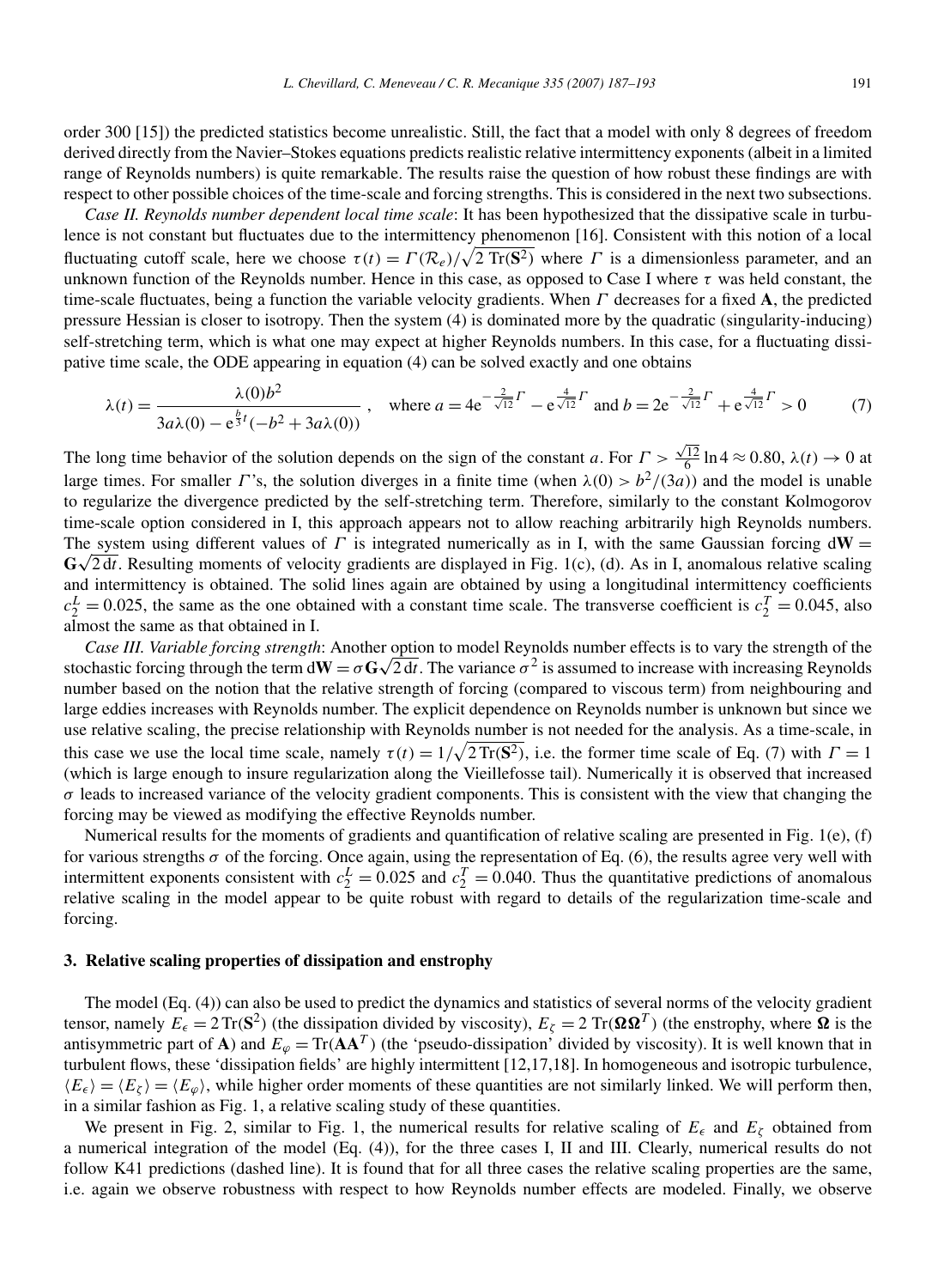order 300 [15]) the predicted statistics become unrealistic. Still, the fact that a model with only 8 degrees of freedom derived directly from the Navier–Stokes equations predicts realistic relative intermittency exponents (albeit in a limited range of Reynolds numbers) is quite remarkable. The results raise the question of how robust these findings are with respect to other possible choices of the time-scale and forcing strengths. This is considered in the next two subsections.

*Case II. Reynolds number dependent local time scale*: It has been hypothesized that the dissipative scale in turbulence is not constant but fluctuates due to the intermittency phenomenon [16]. Consistent with this notion of a local fluctuating cutoff scale, here we choose $\tau(t) = \Gamma(\mathcal{R}_e)/\sqrt{2\,\mathrm{Tr}(\mathbf{S}^2)}$ where $\Gamma$ is a dimensionless parameter, and an unknown function of the Reynolds number. Hence in this case, as opposed to Case I where $\tau$ was held constant, the time-scale fluctuates, being a function the variable velocity gradients. When $\Gamma$ decreases for a fixed $\mathbf{A}$, the predicted pressure Hessian is closer to isotropy. Then the system (4) is dominated more by the quadratic (singularity-inducing) self-stretching term, which is what one may expect at higher Reynolds numbers. In this case, for a fluctuating dissipative time scale, the ODE appearing in equation (4) can be solved exactly and one obtains

$$\lambda(t) = \frac{\lambda(0)b^2}{3a\lambda(0) - \mathrm{e}^{\frac{b}{3}t}(-b^2 + 3a\lambda(0))}\,, \quad \text{where } a = 4\mathrm{e}^{-\frac{2}{\sqrt{12}}\Gamma} - \mathrm{e}^{\frac{4}{\sqrt{12}}\Gamma} \text{ and } b = 2\mathrm{e}^{-\frac{2}{\sqrt{12}}\Gamma} + \mathrm{e}^{\frac{4}{\sqrt{12}}\Gamma} > 0 \tag{7}$$

The long time behavior of the solution depends on the sign of the constant $a$. For $\Gamma > \frac{\sqrt{12}}{6}\ln 4 \approx 0.80$, $\lambda(t) \to 0$ at large times. For smaller $\Gamma$'s, the solution diverges in a finite time (when $\lambda(0) > b^2/(3a)$) and the model is unable to regularize the divergence predicted by the self-stretching term. Therefore, similarly to the constant Kolmogorov time-scale option considered in I, this approach appears not to allow reaching arbitrarily high Reynolds numbers. The system using different values of $\Gamma$ is integrated numerically as in I, with the same Gaussian forcing $\mathrm{d}\mathbf{W} = \mathbf{G}\sqrt{2\,\mathrm{d}t}$. Resulting moments of velocity gradients are displayed in Fig. 1(c), (d). As in I, anomalous relative scaling and intermittency is obtained. The solid lines again are obtained by using a longitudinal intermittency coefficients $c_2^L = 0.025$, the same as the one obtained with a constant time scale. The transverse coefficient is $c_2^T = 0.045$, also almost the same as that obtained in I.

*Case III. Variable forcing strength*: Another option to model Reynolds number effects is to vary the strength of the stochastic forcing through the term $\mathrm{d}\mathbf{W} = \sigma\mathbf{G}\sqrt{2\,\mathrm{d}t}$. The variance $\sigma^2$ is assumed to increase with increasing Reynolds number based on the notion that the relative strength of forcing (compared to viscous term) from neighbouring and large eddies increases with Reynolds number. The explicit dependence on Reynolds number is unknown but since we use relative scaling, the precise relationship with Reynolds number is not needed for the analysis. As a time-scale, in this case we use the local time scale, namely $\tau(t) = 1/\sqrt{2\,\mathrm{Tr}(\mathbf{S}^2)}$, i.e. the former time scale of Eq. (7) with $\Gamma = 1$ (which is large enough to insure regularization along the Vieillefosse tail). Numerically it is observed that increased $\sigma$ leads to increased variance of the velocity gradient components. This is consistent with the view that changing the forcing may be viewed as modifying the effective Reynolds number.

Numerical results for the moments of gradients and quantification of relative scaling are presented in Fig. 1(e), (f) for various strengths $\sigma$ of the forcing. Once again, using the representation of Eq. (6), the results agree very well with intermittent exponents consistent with $c_2^L = 0.025$ and $c_2^T = 0.040$. Thus the quantitative predictions of anomalous relative scaling in the model appear to be quite robust with regard to details of the regularization time-scale and forcing.

## 3. Relative scaling properties of dissipation and enstrophy

The model (Eq. (4)) can also be used to predict the dynamics and statistics of several norms of the velocity gradient tensor, namely $E_\epsilon = 2\,\mathrm{Tr}(\mathbf{S}^2)$ (the dissipation divided by viscosity), $E_\zeta = 2\,\mathrm{Tr}(\mathbf{\Omega}\mathbf{\Omega}^T)$ (the enstrophy, where $\mathbf{\Omega}$ is the antisymmetric part of $\mathbf{A}$) and $E_\varphi = \mathrm{Tr}(\mathbf{A}\mathbf{A}^T)$ (the 'pseudo-dissipation' divided by viscosity). It is well known that in turbulent flows, these 'dissipation fields' are highly intermittent [12,17,18]. In homogeneous and isotropic turbulence, $\langle E_\epsilon \rangle = \langle E_\zeta \rangle = \langle E_\varphi \rangle$, while higher order moments of these quantities are not similarly linked. We will perform then, in a similar fashion as Fig. 1, a relative scaling study of these quantities.

We present in Fig. 2, similar to Fig. 1, the numerical results for relative scaling of $E_\epsilon$ and $E_\zeta$ obtained from a numerical integration of the model (Eq. (4)), for the three cases I, II and III. Clearly, numerical results do not follow K41 predictions (dashed line). It is found that for all three cases the relative scaling properties are the same, i.e. again we observe robustness with respect to how Reynolds number effects are modeled. Finally, we observe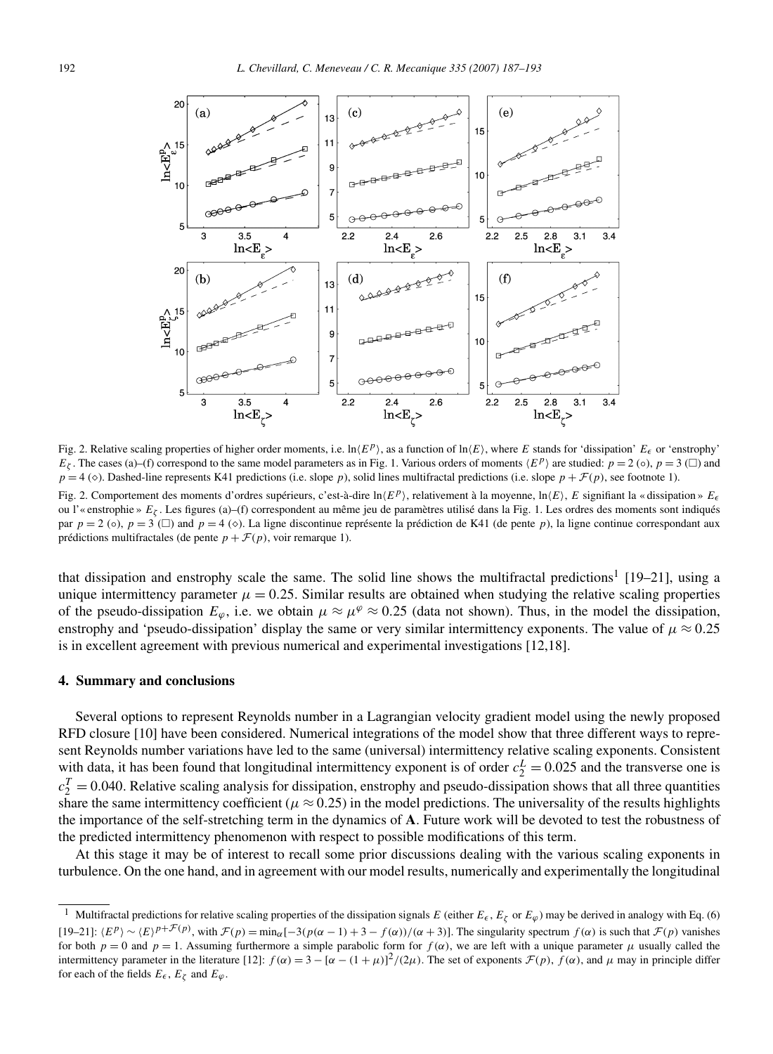Fig. 2. Relative scaling properties of higher order moments, i.e. $\ln\langle E^p\rangle$, as a function of $\ln\langle E\rangle$, where $E$ stands for 'dissipation' $E_\epsilon$ or 'enstrophy' $E_\zeta$. The cases (a)–(f) correspond to the same model parameters as in Fig. 1. Various orders of moments $\langle E^p\rangle$ are studied: $p = 2$ (∘), $p = 3$ (□) and $p = 4$ (◇). Dashed-line represents K41 predictions (i.e. slope $p$), solid lines multifractal predictions (i.e. slope $p + \mathcal{F}(p)$, see footnote 1).

Fig. 2. Comportement des moments d'ordres supérieurs, c'est-à-dire $\ln\langle E^p\rangle$, relativement à la moyenne, $\ln\langle E\rangle$, $E$ signifiant la « dissipation » $E_\epsilon$ ou l'« enstrophie » $E_\zeta$. Les figures (a)–(f) correspondent au même jeu de paramètres utilisé dans la Fig. 1. Les ordres des moments sont indiqués par $p = 2$ (∘), $p = 3$ (□) and $p = 4$ (◇). La ligne discontinue représente la prédiction de K41 (de pente $p$), la ligne continue correspondant aux prédictions multifractales (de pente $p + \mathcal{F}(p)$, voir remarque 1).

that dissipation and enstrophy scale the same. The solid line shows the multifractal predictions[1] [19–21], using a unique intermittency parameter $\mu = 0.25$. Similar results are obtained when studying the relative scaling properties of the pseudo-dissipation $E_\varphi$, i.e. we obtain $\mu \approx \mu^\varphi \approx 0.25$ (data not shown). Thus, in the model the dissipation, enstrophy and 'pseudo-dissipation' display the same or very similar intermittency exponents. The value of $\mu \approx 0.25$ is in excellent agreement with previous numerical and experimental investigations [12,18].

## 4. Summary and conclusions

Several options to represent Reynolds number in a Lagrangian velocity gradient model using the newly proposed RFD closure [10] have been considered. Numerical integrations of the model show that three different ways to represent Reynolds number variations have led to the same (universal) intermittency relative scaling exponents. Consistent with data, it has been found that longitudinal intermittency exponent is of order $c_2^L = 0.025$ and the transverse one is $c_2^T = 0.040$. Relative scaling analysis for dissipation, enstrophy and pseudo-dissipation shows that all three quantities share the same intermittency coefficient ($\mu \approx 0.25$) in the model predictions. The universality of the results highlights the importance of the self-stretching term in the dynamics of $\mathbf{A}$. Future work will be devoted to test the robustness of the predicted intermittency phenomenon with respect to possible modifications of this term.

At this stage it may be of interest to recall some prior discussions dealing with the various scaling exponents in turbulence. On the one hand, and in agreement with our model results, numerically and experimentally the longitudinal

---

[1] Multifractal predictions for relative scaling properties of the dissipation signals $E$ (either $E_\epsilon$, $E_\zeta$ or $E_\varphi$) may be derived in analogy with Eq. (6) [19–21]: $\langle E^p\rangle \sim \langle E\rangle^{p+\mathcal{F}(p)}$, with $\mathcal{F}(p) = \min_\alpha[-3(p(\alpha-1) + 3 - f(\alpha))/(\alpha+3)]$. The singularity spectrum $f(\alpha)$ is such that $\mathcal{F}(p)$ vanishes for both $p = 0$ and $p = 1$. Assuming furthermore a simple parabolic form for $f(\alpha)$, we are left with a unique parameter $\mu$ usually called the intermittency parameter in the literature [12]: $f(\alpha) = 3 - [\alpha - (1+\mu)]^2/(2\mu)$. The set of exponents $\mathcal{F}(p)$, $f(\alpha)$, and $\mu$ may in principle differ for each of the fields $E_\epsilon$, $E_\zeta$ and $E_\varphi$.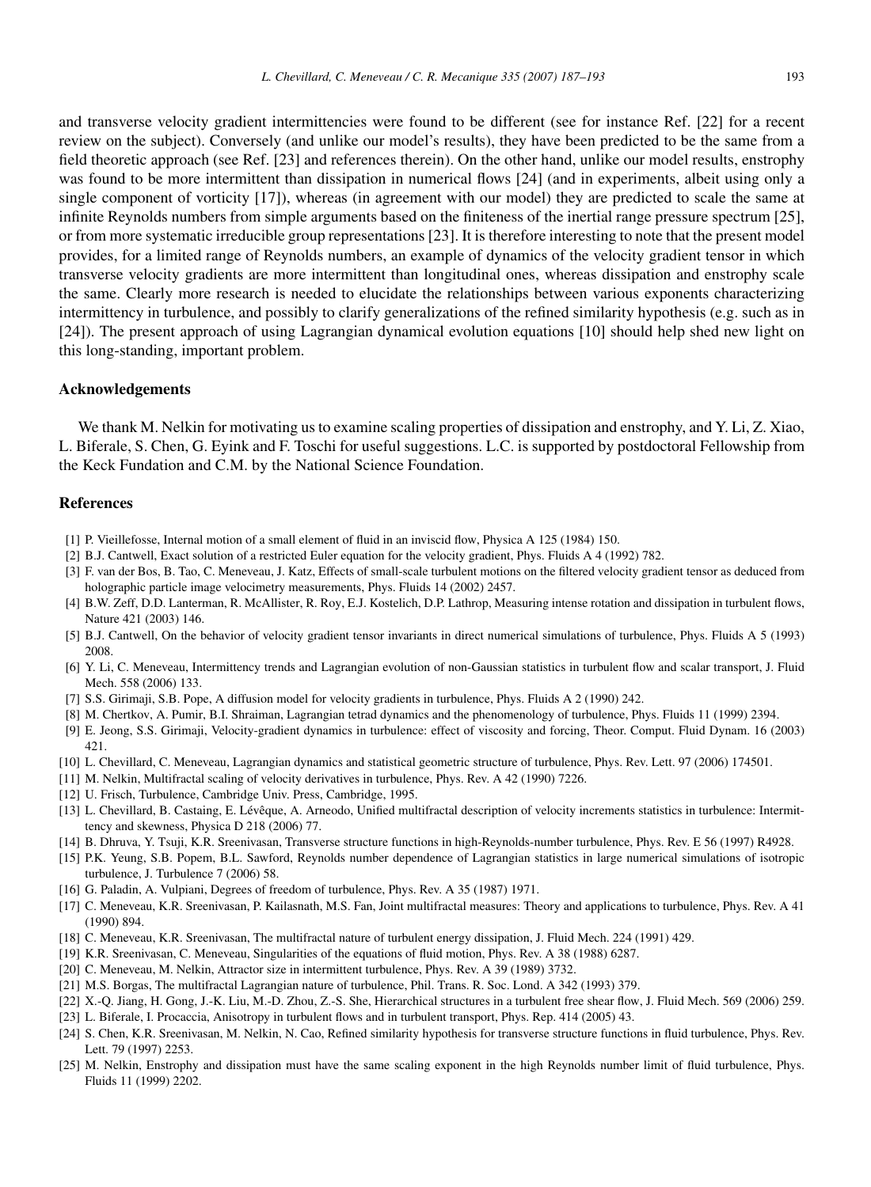and transverse velocity gradient intermittencies were found to be different (see for instance Ref. [22] for a recent review on the subject). Conversely (and unlike our model's results), they have been predicted to be the same from a field theoretic approach (see Ref. [23] and references therein). On the other hand, unlike our model results, enstrophy was found to be more intermittent than dissipation in numerical flows [24] (and in experiments, albeit using only a single component of vorticity [17]), whereas (in agreement with our model) they are predicted to scale the same at infinite Reynolds numbers from simple arguments based on the finiteness of the inertial range pressure spectrum [25], or from more systematic irreducible group representations [23]. It is therefore interesting to note that the present model provides, for a limited range of Reynolds numbers, an example of dynamics of the velocity gradient tensor in which transverse velocity gradients are more intermittent than longitudinal ones, whereas dissipation and enstrophy scale the same. Clearly more research is needed to elucidate the relationships between various exponents characterizing intermittency in turbulence, and possibly to clarify generalizations of the refined similarity hypothesis (e.g. such as in [24]). The present approach of using Lagrangian dynamical evolution equations [10] should help shed new light on this long-standing, important problem.

## Acknowledgements

We thank M. Nelkin for motivating us to examine scaling properties of dissipation and enstrophy, and Y. Li, Z. Xiao, L. Biferale, S. Chen, G. Eyink and F. Toschi for useful suggestions. L.C. is supported by postdoctoral Fellowship from the Keck Fundation and C.M. by the National Science Foundation.

## References

[1] P. Vieillefosse, Internal motion of a small element of fluid in an inviscid flow, Physica A 125 (1984) 150.

[2] B.J. Cantwell, Exact solution of a restricted Euler equation for the velocity gradient, Phys. Fluids A 4 (1992) 782.

[3] F. van der Bos, B. Tao, C. Meneveau, J. Katz, Effects of small-scale turbulent motions on the filtered velocity gradient tensor as deduced from holographic particle image velocimetry measurements, Phys. Fluids 14 (2002) 2457.

[4] B.W. Zeff, D.D. Lanterman, R. McAllister, R. Roy, E.J. Kostelich, D.P. Lathrop, Measuring intense rotation and dissipation in turbulent flows, Nature 421 (2003) 146.

[5] B.J. Cantwell, On the behavior of velocity gradient tensor invariants in direct numerical simulations of turbulence, Phys. Fluids A 5 (1993) 2008.

[6] Y. Li, C. Meneveau, Intermittency trends and Lagrangian evolution of non-Gaussian statistics in turbulent flow and scalar transport, J. Fluid Mech. 558 (2006) 133.

[7] S.S. Girimaji, S.B. Pope, A diffusion model for velocity gradients in turbulence, Phys. Fluids A 2 (1990) 242.

[8] M. Chertkov, A. Pumir, B.I. Shraiman, Lagrangian tetrad dynamics and the phenomenology of turbulence, Phys. Fluids 11 (1999) 2394.

[9] E. Jeong, S.S. Girimaji, Velocity-gradient dynamics in turbulence: effect of viscosity and forcing, Theor. Comput. Fluid Dynam. 16 (2003) 421.

[10] L. Chevillard, C. Meneveau, Lagrangian dynamics and statistical geometric structure of turbulence, Phys. Rev. Lett. 97 (2006) 174501.

[11] M. Nelkin, Multifractal scaling of velocity derivatives in turbulence, Phys. Rev. A 42 (1990) 7226.

[12] U. Frisch, Turbulence, Cambridge Univ. Press, Cambridge, 1995.

[13] L. Chevillard, B. Castaing, E. Lévêque, A. Arneodo, Unified multifractal description of velocity increments statistics in turbulence: Intermittency and skewness, Physica D 218 (2006) 77.

[14] B. Dhruva, Y. Tsuji, K.R. Sreenivasan, Transverse structure functions in high-Reynolds-number turbulence, Phys. Rev. E 56 (1997) R4928.

[15] P.K. Yeung, S.B. Popem, B.L. Sawford, Reynolds number dependence of Lagrangian statistics in large numerical simulations of isotropic turbulence, J. Turbulence 7 (2006) 58.

[16] G. Paladin, A. Vulpiani, Degrees of freedom of turbulence, Phys. Rev. A 35 (1987) 1971.

[17] C. Meneveau, K.R. Sreenivasan, P. Kailasnath, M.S. Fan, Joint multifractal measures: Theory and applications to turbulence, Phys. Rev. A 41 (1990) 894.

[18] C. Meneveau, K.R. Sreenivasan, The multifractal nature of turbulent energy dissipation, J. Fluid Mech. 224 (1991) 429.

[19] K.R. Sreenivasan, C. Meneveau, Singularities of the equations of fluid motion, Phys. Rev. A 38 (1988) 6287.

[20] C. Meneveau, M. Nelkin, Attractor size in intermittent turbulence, Phys. Rev. A 39 (1989) 3732.

[21] M.S. Borgas, The multifractal Lagrangian nature of turbulence, Phil. Trans. R. Soc. Lond. A 342 (1993) 379.

[22] X.-Q. Jiang, H. Gong, J.-K. Liu, M.-D. Zhou, Z.-S. She, Hierarchical structures in a turbulent free shear flow, J. Fluid Mech. 569 (2006) 259.

[23] L. Biferale, I. Procaccia, Anisotropy in turbulent flows and in turbulent transport, Phys. Rep. 414 (2005) 43.

[24] S. Chen, K.R. Sreenivasan, M. Nelkin, N. Cao, Refined similarity hypothesis for transverse structure functions in fluid turbulence, Phys. Rev. Lett. 79 (1997) 2253.

[25] M. Nelkin, Enstrophy and dissipation must have the same scaling exponent in the high Reynolds number limit of fluid turbulence, Phys. Fluids 11 (1999) 2202.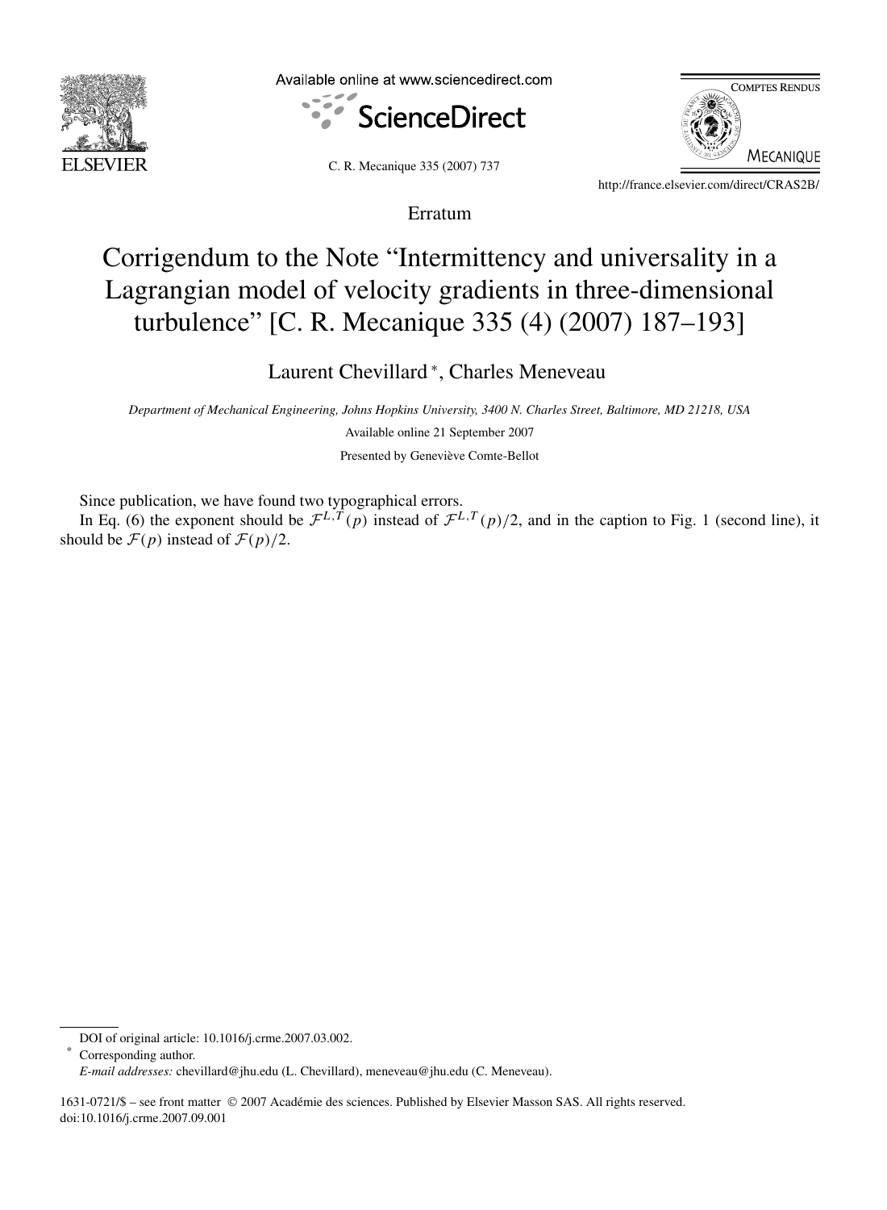Erratum

# Corrigendum to the Note "Intermittency and universality in a Lagrangian model of velocity gradients in three-dimensional turbulence" [C. R. Mecanique 335 (4) (2007) 187–193]

Laurent Chevillard *, Charles Meneveau

*Department of Mechanical Engineering, Johns Hopkins University, 3400 N. Charles Street, Baltimore, MD 21218, USA*

Available online 21 September 2007

Presented by Geneviève Comte-Bellot

Since publication, we have found two typographical errors.

In Eq. (6) the exponent should be $\mathcal{F}^{L,T}(p)$ instead of $\mathcal{F}^{L,T}(p)/2$, and in the caption to Fig. 1 (second line), it should be $\mathcal{F}(p)$ instead of $\mathcal{F}(p)/2$.

---

DOI of original article: 10.1016/j.crme.2007.03.002.

\* Corresponding author.

*E-mail addresses:* chevillard@jhu.edu (L. Chevillard), meneveau@jhu.edu (C. Meneveau).

1631-0721/$ – see front matter © 2007 Académie des sciences. Published by Elsevier Masson SAS. All rights reserved.
doi:10.1016/j.crme.2007.09.001